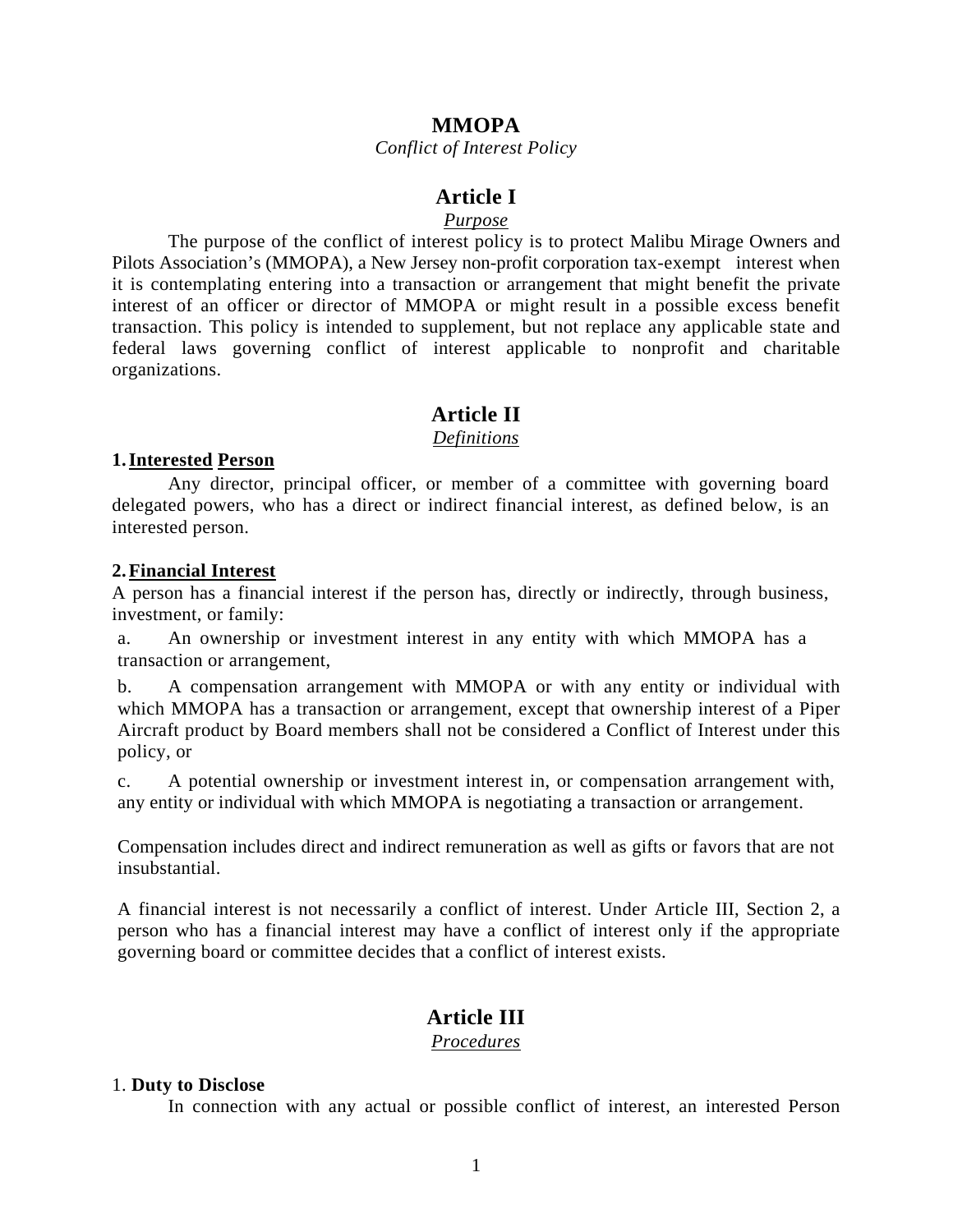# MMOPA

*Conflict of Interest Policy*

## Article I

*Purpose*

The purpose of the conflict of interest policy is to protect Malibu Mirage Owners and Pilots Association's (MMOPA), a New Jersey non-profit corporation tax-exempt interest when it is contemplating entering into a transaction or arrangement that might benefit the private interest of an officer or director of MMOPA or might result in a possible excess benefit transaction. This policy is intended to supplement, but not replace any applicable state and federal laws governing conflict of interest applicable to nonprofit and charitable organizations.

## Article II

*Definitions*

**1. Interested Person**

Any director, principal officer, or member of a committee with governing board delegated powers, who has a direct or indirect financial interest, as defined below, is an interested person.

**2. Financial Interest**

A person has a financial interest if the person has, directly or indirectly, through business, investment, or family:

a. An ownership or investment interest in any entity with which MMOPA has a transaction or arrangement,

b. A compensation arrangement with MMOPA or with any entity or individual with which MMOPA has a transaction or arrangement, except that ownership interest of a Piper Aircraft product by Board members shall not be considered a Conflict of Interest under this policy, or

c. A potential ownership or investment interest in, or compensation arrangement with, any entity or individual with which MMOPA is negotiating a transaction or arrangement.

Compensation includes direct and indirect remuneration as well as gifts or favors that are not insubstantial.

A financial interest is not necessarily a conflict of interest. Under Article III, Section 2, a person who has a financial interest may have a conflict of interest only if the appropriate governing board or committee decides that a conflict of interest exists.

## Article III

*Procedures*

1. **Duty to Disclose**

In connection with any actual or possible conflict of interest, an interested Person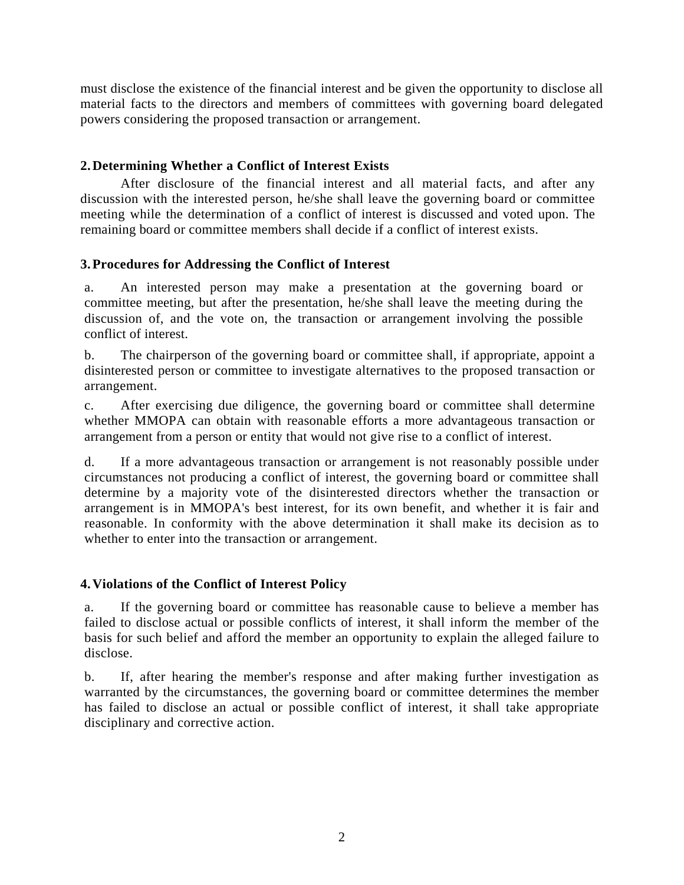must disclose the existence of the financial interest and be given the opportunity to disclose all material facts to the directors and members of committees with governing board delegated powers considering the proposed transaction or arrangement.

**2. Determining Whether a Conflict of Interest Exists**

After disclosure of the financial interest and all material facts, and after any discussion with the interested person, he/she shall leave the governing board or committee meeting while the determination of a conflict of interest is discussed and voted upon. The remaining board or committee members shall decide if a conflict of interest exists.

**3. Procedures for Addressing the Conflict of Interest**

a. An interested person may make a presentation at the governing board or committee meeting, but after the presentation, he/she shall leave the meeting during the discussion of, and the vote on, the transaction or arrangement involving the possible conflict of interest.

b. The chairperson of the governing board or committee shall, if appropriate, appoint a disinterested person or committee to investigate alternatives to the proposed transaction or arrangement.

c. After exercising due diligence, the governing board or committee shall determine whether MMOPA can obtain with reasonable efforts a more advantageous transaction or arrangement from a person or entity that would not give rise to a conflict of interest.

d. If a more advantageous transaction or arrangement is not reasonably possible under circumstances not producing a conflict of interest, the governing board or committee shall determine by a majority vote of the disinterested directors whether the transaction or arrangement is in MMOPA's best interest, for its own benefit, and whether it is fair and reasonable. In conformity with the above determination it shall make its decision as to whether to enter into the transaction or arrangement.

**4. Violations of the Conflict of Interest Policy**

a. If the governing board or committee has reasonable cause to believe a member has failed to disclose actual or possible conflicts of interest, it shall inform the member of the basis for such belief and afford the member an opportunity to explain the alleged failure to disclose.

b. If, after hearing the member's response and after making further investigation as warranted by the circumstances, the governing board or committee determines the member has failed to disclose an actual or possible conflict of interest, it shall take appropriate disciplinary and corrective action.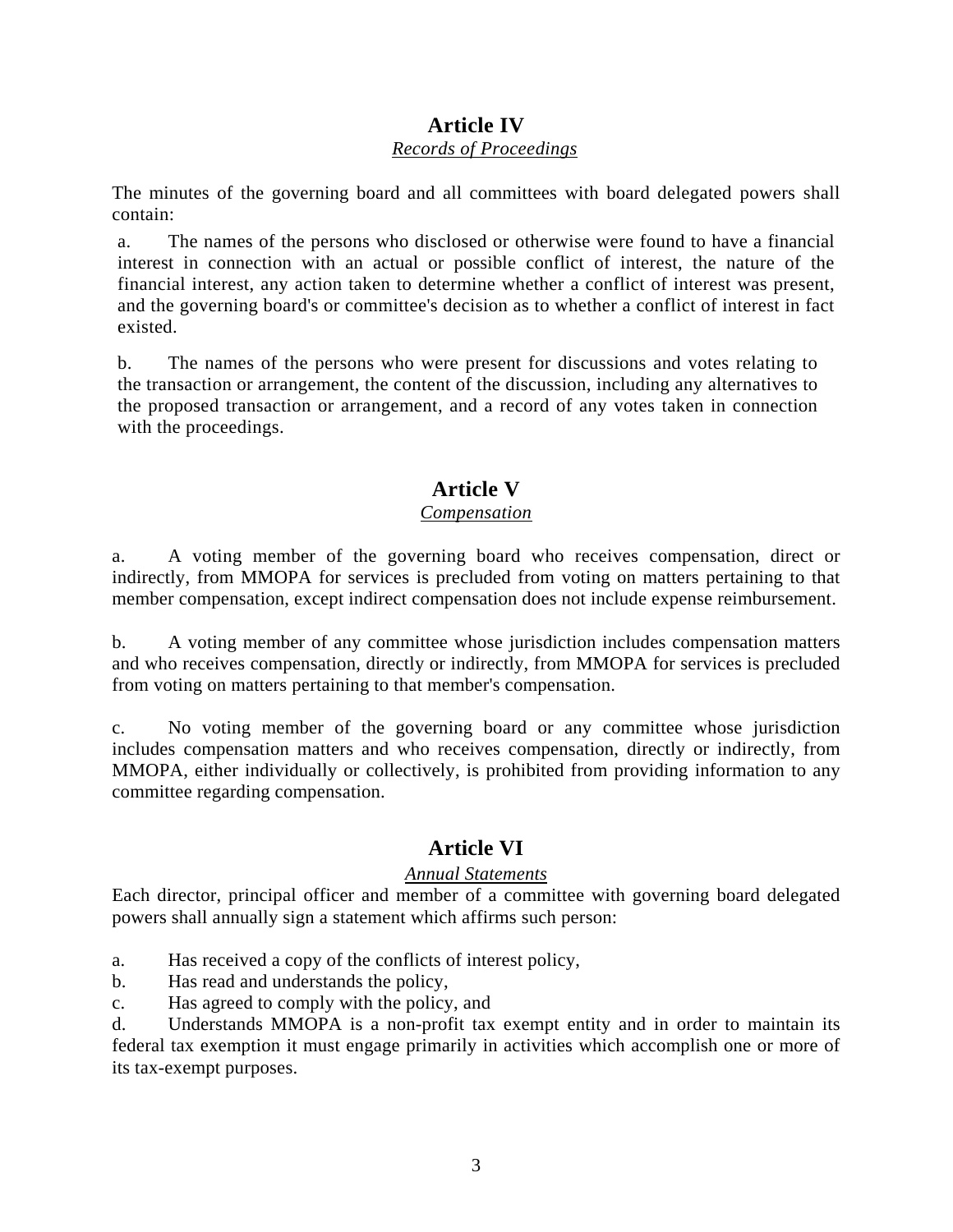## Article IV

*Records of Proceedings*

The minutes of the governing board and all committees with board delegated powers shall contain:

a. The names of the persons who disclosed or otherwise were found to have a financial interest in connection with an actual or possible conflict of interest, the nature of the financial interest, any action taken to determine whether a conflict of interest was present, and the governing board's or committee's decision as to whether a conflict of interest in fact existed.

b. The names of the persons who were present for discussions and votes relating to the transaction or arrangement, the content of the discussion, including any alternatives to the proposed transaction or arrangement, and a record of any votes taken in connection with the proceedings.

## Article V

*Compensation*

a. A voting member of the governing board who receives compensation, direct or indirectly, from MMOPA for services is precluded from voting on matters pertaining to that member compensation, except indirect compensation does not include expense reimbursement.

b. A voting member of any committee whose jurisdiction includes compensation matters and who receives compensation, directly or indirectly, from MMOPA for services is precluded from voting on matters pertaining to that member's compensation.

c. No voting member of the governing board or any committee whose jurisdiction includes compensation matters and who receives compensation, directly or indirectly, from MMOPA, either individually or collectively, is prohibited from providing information to any committee regarding compensation.

## Article VI

*Annual Statements*

Each director, principal officer and member of a committee with governing board delegated powers shall annually sign a statement which affirms such person:

a. Has received a copy of the conflicts of interest policy,
b. Has read and understands the policy,
c. Has agreed to comply with the policy, and
d. Understands MMOPA is a non-profit tax exempt entity and in order to maintain its federal tax exemption it must engage primarily in activities which accomplish one or more of its tax-exempt purposes.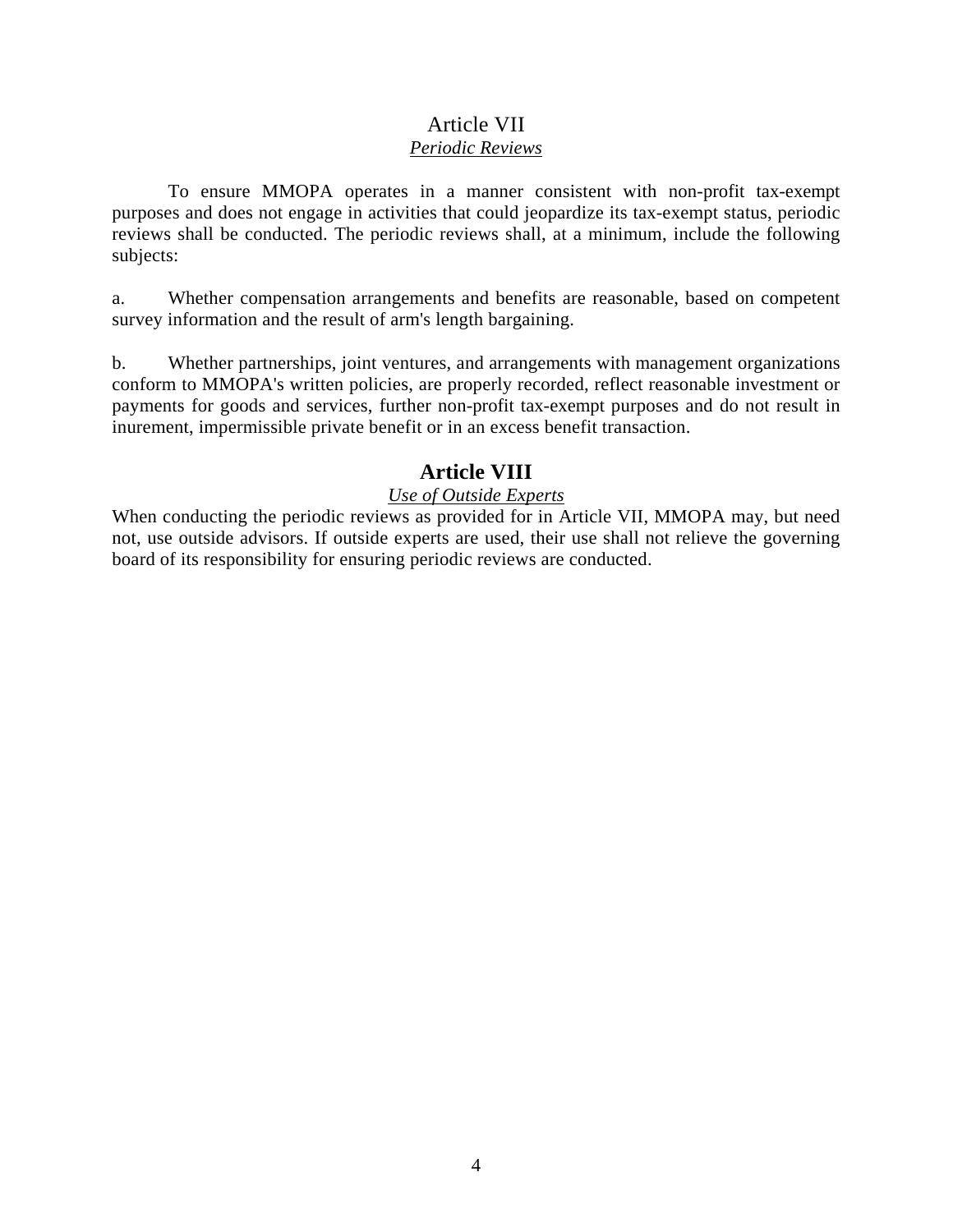## Article VII

*Periodic Reviews*

To ensure MMOPA operates in a manner consistent with non-profit tax-exempt purposes and does not engage in activities that could jeopardize its tax-exempt status, periodic reviews shall be conducted. The periodic reviews shall, at a minimum, include the following subjects:

a. Whether compensation arrangements and benefits are reasonable, based on competent survey information and the result of arm's length bargaining.

b. Whether partnerships, joint ventures, and arrangements with management organizations conform to MMOPA's written policies, are properly recorded, reflect reasonable investment or payments for goods and services, further non-profit tax-exempt purposes and do not result in inurement, impermissible private benefit or in an excess benefit transaction.

## Article VIII

*Use of Outside Experts*

When conducting the periodic reviews as provided for in Article VII, MMOPA may, but need not, use outside advisors. If outside experts are used, their use shall not relieve the governing board of its responsibility for ensuring periodic reviews are conducted.